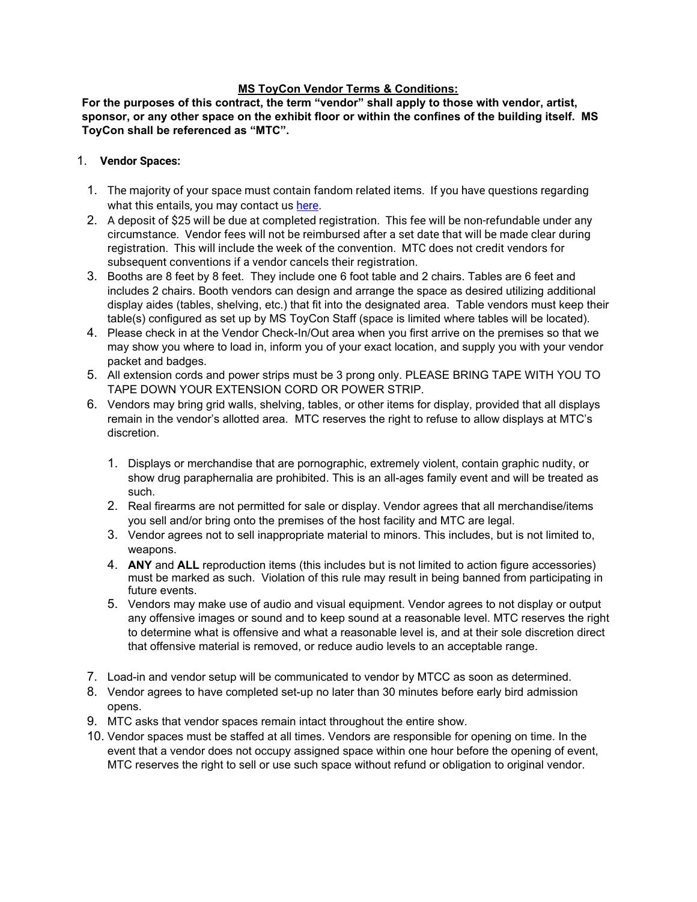# MS ToyCon Vendor Terms & Conditions:

**For the purposes of this contract, the term "vendor" shall apply to those with vendor, artist, sponsor, or any other space on the exhibit floor or within the confines of the building itself. MS ToyCon shall be referenced as "MTC".**

1. **Vendor Spaces:**

   1. The majority of your space must contain fandom related items. If you have questions regarding what this entails, you may contact us here.
   2. A deposit of $25 will be due at completed registration. This fee will be non-refundable under any circumstance. Vendor fees will not be reimbursed after a set date that will be made clear during registration. This will include the week of the convention. MTC does not credit vendors for subsequent conventions if a vendor cancels their registration.
   3. Booths are 8 feet by 8 feet. They include one 6 foot table and 2 chairs. Tables are 6 feet and includes 2 chairs. Booth vendors can design and arrange the space as desired utilizing additional display aides (tables, shelving, etc.) that fit into the designated area. Table vendors must keep their table(s) configured as set up by MS ToyCon Staff (space is limited where tables will be located).
   4. Please check in at the Vendor Check-In/Out area when you first arrive on the premises so that we may show you where to load in, inform you of your exact location, and supply you with your vendor packet and badges.
   5. All extension cords and power strips must be 3 prong only. PLEASE BRING TAPE WITH YOU TO TAPE DOWN YOUR EXTENSION CORD OR POWER STRIP.
   6. Vendors may bring grid walls, shelving, tables, or other items for display, provided that all displays remain in the vendor's allotted area. MTC reserves the right to refuse to allow displays at MTC's discretion.

      1. Displays or merchandise that are pornographic, extremely violent, contain graphic nudity, or show drug paraphernalia are prohibited. This is an all-ages family event and will be treated as such.
      2. Real firearms are not permitted for sale or display. Vendor agrees that all merchandise/items you sell and/or bring onto the premises of the host facility and MTC are legal.
      3. Vendor agrees not to sell inappropriate material to minors. This includes, but is not limited to, weapons.
      4. **ANY** and **ALL** reproduction items (this includes but is not limited to action figure accessories) must be marked as such. Violation of this rule may result in being banned from participating in future events.
      5. Vendors may make use of audio and visual equipment. Vendor agrees to not display or output any offensive images or sound and to keep sound at a reasonable level. MTC reserves the right to determine what is offensive and what a reasonable level is, and at their sole discretion direct that offensive material is removed, or reduce audio levels to an acceptable range.

   7. Load-in and vendor setup will be communicated to vendor by MTCC as soon as determined.
   8. Vendor agrees to have completed set-up no later than 30 minutes before early bird admission opens.
   9. MTC asks that vendor spaces remain intact throughout the entire show.
   10. Vendor spaces must be staffed at all times. Vendors are responsible for opening on time. In the event that a vendor does not occupy assigned space within one hour before the opening of event, MTC reserves the right to sell or use such space without refund or obligation to original vendor.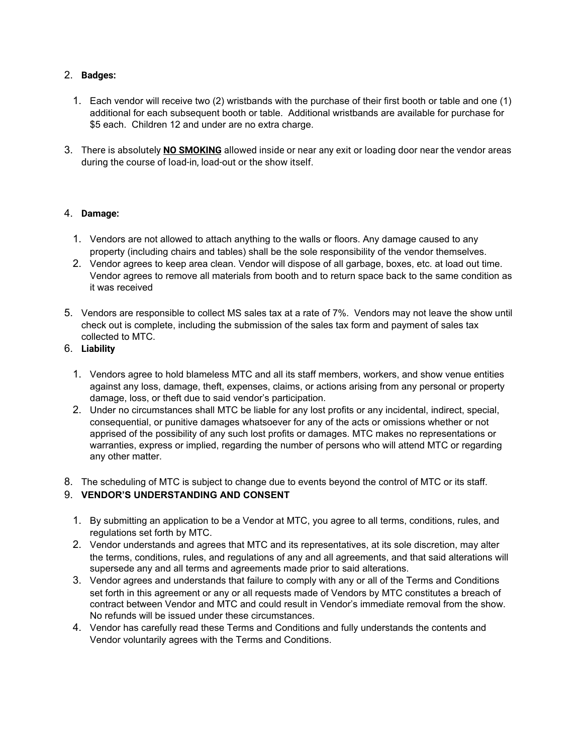2. **Badges:**

    1. Each vendor will receive two (2) wristbands with the purchase of their first booth or table and one (1) additional for each subsequent booth or table. Additional wristbands are available for purchase for $5 each. Children 12 and under are no extra charge.

3. There is absolutely **NO SMOKING** allowed inside or near any exit or loading door near the vendor areas during the course of load-in, load-out or the show itself.

4. **Damage:**

    1. Vendors are not allowed to attach anything to the walls or floors. Any damage caused to any property (including chairs and tables) shall be the sole responsibility of the vendor themselves.
    2. Vendor agrees to keep area clean. Vendor will dispose of all garbage, boxes, etc. at load out time. Vendor agrees to remove all materials from booth and to return space back to the same condition as it was received

5. Vendors are responsible to collect MS sales tax at a rate of 7%. Vendors may not leave the show until check out is complete, including the submission of the sales tax form and payment of sales tax collected to MTC.
6. **Liability**

    1. Vendors agree to hold blameless MTC and all its staff members, workers, and show venue entities against any loss, damage, theft, expenses, claims, or actions arising from any personal or property damage, loss, or theft due to said vendor's participation.
    2. Under no circumstances shall MTC be liable for any lost profits or any incidental, indirect, special, consequential, or punitive damages whatsoever for any of the acts or omissions whether or not apprised of the possibility of any such lost profits or damages. MTC makes no representations or warranties, express or implied, regarding the number of persons who will attend MTC or regarding any other matter.

8. The scheduling of MTC is subject to change due to events beyond the control of MTC or its staff.
9. **VENDOR'S UNDERSTANDING AND CONSENT**

    1. By submitting an application to be a Vendor at MTC, you agree to all terms, conditions, rules, and regulations set forth by MTC.
    2. Vendor understands and agrees that MTC and its representatives, at its sole discretion, may alter the terms, conditions, rules, and regulations of any and all agreements, and that said alterations will supersede any and all terms and agreements made prior to said alterations.
    3. Vendor agrees and understands that failure to comply with any or all of the Terms and Conditions set forth in this agreement or any or all requests made of Vendors by MTC constitutes a breach of contract between Vendor and MTC and could result in Vendor's immediate removal from the show. No refunds will be issued under these circumstances.
    4. Vendor has carefully read these Terms and Conditions and fully understands the contents and Vendor voluntarily agrees with the Terms and Conditions.